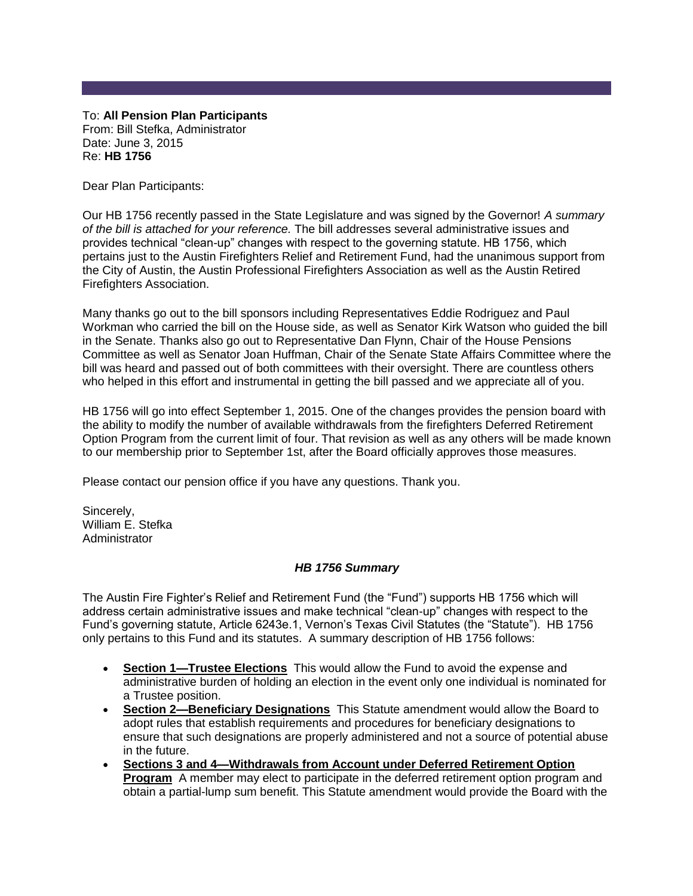To: **All Pension Plan Participants**
From: Bill Stefka, Administrator
Date: June 3, 2015
Re: **HB 1756**

Dear Plan Participants:

Our HB 1756 recently passed in the State Legislature and was signed by the Governor! *A summary of the bill is attached for your reference.* The bill addresses several administrative issues and provides technical "clean-up" changes with respect to the governing statute. HB 1756, which pertains just to the Austin Firefighters Relief and Retirement Fund, had the unanimous support from the City of Austin, the Austin Professional Firefighters Association as well as the Austin Retired Firefighters Association.

Many thanks go out to the bill sponsors including Representatives Eddie Rodriguez and Paul Workman who carried the bill on the House side, as well as Senator Kirk Watson who guided the bill in the Senate. Thanks also go out to Representative Dan Flynn, Chair of the House Pensions Committee as well as Senator Joan Huffman, Chair of the Senate State Affairs Committee where the bill was heard and passed out of both committees with their oversight. There are countless others who helped in this effort and instrumental in getting the bill passed and we appreciate all of you.

HB 1756 will go into effect September 1, 2015. One of the changes provides the pension board with the ability to modify the number of available withdrawals from the firefighters Deferred Retirement Option Program from the current limit of four. That revision as well as any others will be made known to our membership prior to September 1st, after the Board officially approves those measures.

Please contact our pension office if you have any questions. Thank you.

Sincerely,
William E. Stefka
Administrator

### *HB 1756 Summary*

The Austin Fire Fighter's Relief and Retirement Fund (the "Fund") supports HB 1756 which will address certain administrative issues and make technical "clean-up" changes with respect to the Fund's governing statute, Article 6243e.1, Vernon's Texas Civil Statutes (the "Statute"). HB 1756 only pertains to this Fund and its statutes. A summary description of HB 1756 follows:

- **Section 1—Trustee Elections** This would allow the Fund to avoid the expense and administrative burden of holding an election in the event only one individual is nominated for a Trustee position.
- **Section 2—Beneficiary Designations** This Statute amendment would allow the Board to adopt rules that establish requirements and procedures for beneficiary designations to ensure that such designations are properly administered and not a source of potential abuse in the future.
- **Sections 3 and 4—Withdrawals from Account under Deferred Retirement Option Program** A member may elect to participate in the deferred retirement option program and obtain a partial-lump sum benefit. This Statute amendment would provide the Board with the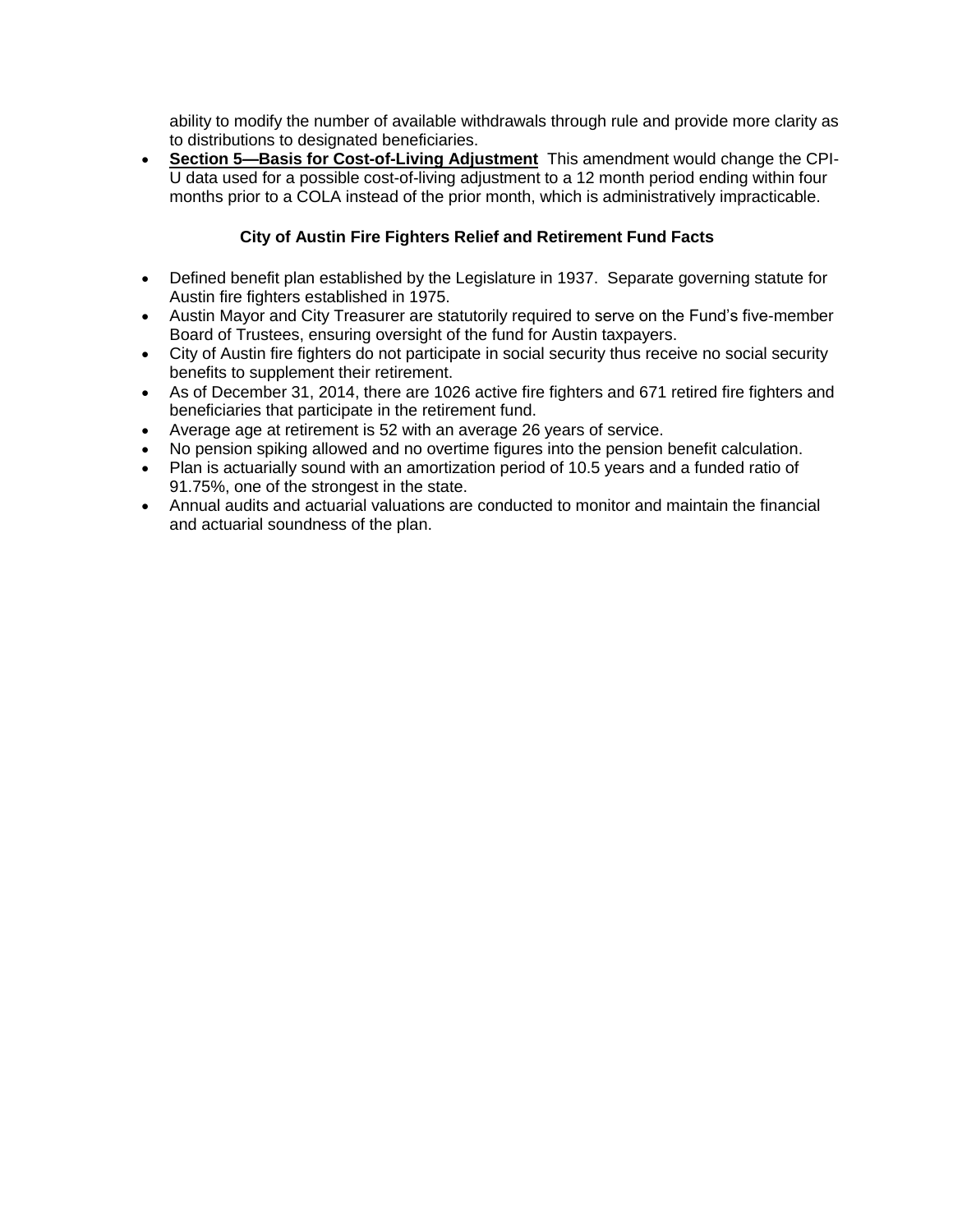ability to modify the number of available withdrawals through rule and provide more clarity as to distributions to designated beneficiaries.

- **Section 5—Basis for Cost-of-Living Adjustment** This amendment would change the CPI-U data used for a possible cost-of-living adjustment to a 12 month period ending within four months prior to a COLA instead of the prior month, which is administratively impracticable.

### City of Austin Fire Fighters Relief and Retirement Fund Facts

- Defined benefit plan established by the Legislature in 1937. Separate governing statute for Austin fire fighters established in 1975.
- Austin Mayor and City Treasurer are statutorily required to serve on the Fund's five-member Board of Trustees, ensuring oversight of the fund for Austin taxpayers.
- City of Austin fire fighters do not participate in social security thus receive no social security benefits to supplement their retirement.
- As of December 31, 2014, there are 1026 active fire fighters and 671 retired fire fighters and beneficiaries that participate in the retirement fund.
- Average age at retirement is 52 with an average 26 years of service.
- No pension spiking allowed and no overtime figures into the pension benefit calculation.
- Plan is actuarially sound with an amortization period of 10.5 years and a funded ratio of 91.75%, one of the strongest in the state.
- Annual audits and actuarial valuations are conducted to monitor and maintain the financial and actuarial soundness of the plan.